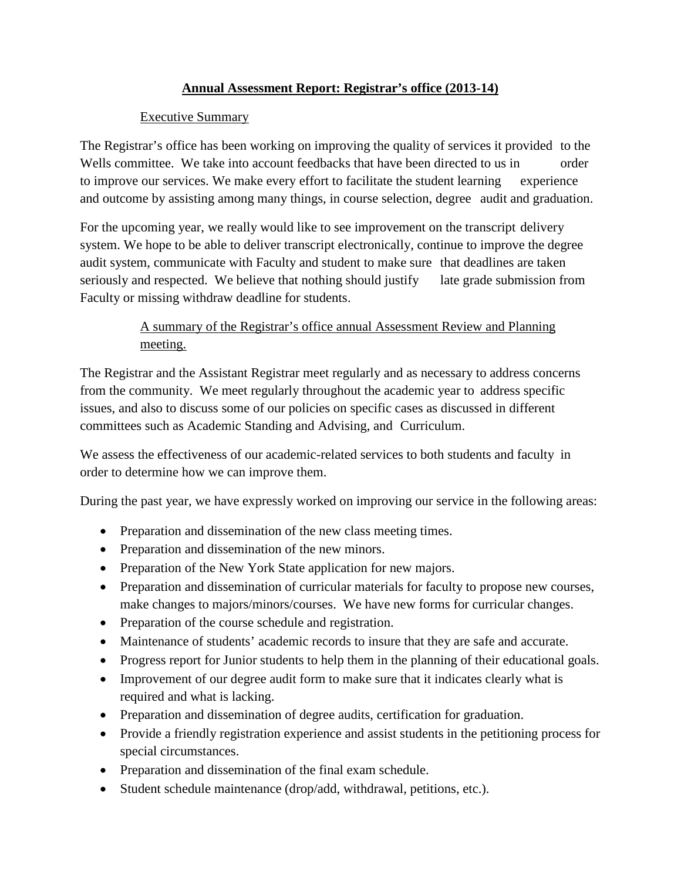## **Annual Assessment Report: Registrar's office (2013-14)**

### Executive Summary

The Registrar's office has been working on improving the quality of services it provided to the Wells committee. We take into account feedbacks that have been directed to us in order to improve our services. We make every effort to facilitate the student learning experience and outcome by assisting among many things, in course selection, degree audit and graduation.

For the upcoming year, we really would like to see improvement on the transcript delivery system. We hope to be able to deliver transcript electronically, continue to improve the degree audit system, communicate with Faculty and student to make sure that deadlines are taken seriously and respected. We believe that nothing should justify late grade submission from Faculty or missing withdraw deadline for students.

### A summary of the Registrar's office annual Assessment Review and Planning meeting.

The Registrar and the Assistant Registrar meet regularly and as necessary to address concerns from the community. We meet regularly throughout the academic year to address specific issues, and also to discuss some of our policies on specific cases as discussed in different committees such as Academic Standing and Advising, and Curriculum.

We assess the effectiveness of our academic-related services to both students and faculty in order to determine how we can improve them.

During the past year, we have expressly worked on improving our service in the following areas:

- Preparation and dissemination of the new class meeting times.
- Preparation and dissemination of the new minors.
- Preparation of the New York State application for new majors.
- Preparation and dissemination of curricular materials for faculty to propose new courses, make changes to majors/minors/courses. We have new forms for curricular changes.
- Preparation of the course schedule and registration.
- Maintenance of students' academic records to insure that they are safe and accurate.
- Progress report for Junior students to help them in the planning of their educational goals.
- Improvement of our degree audit form to make sure that it indicates clearly what is required and what is lacking.
- Preparation and dissemination of degree audits, certification for graduation.
- Provide a friendly registration experience and assist students in the petitioning process for special circumstances.
- Preparation and dissemination of the final exam schedule.
- Student schedule maintenance (drop/add, withdrawal, petitions, etc.).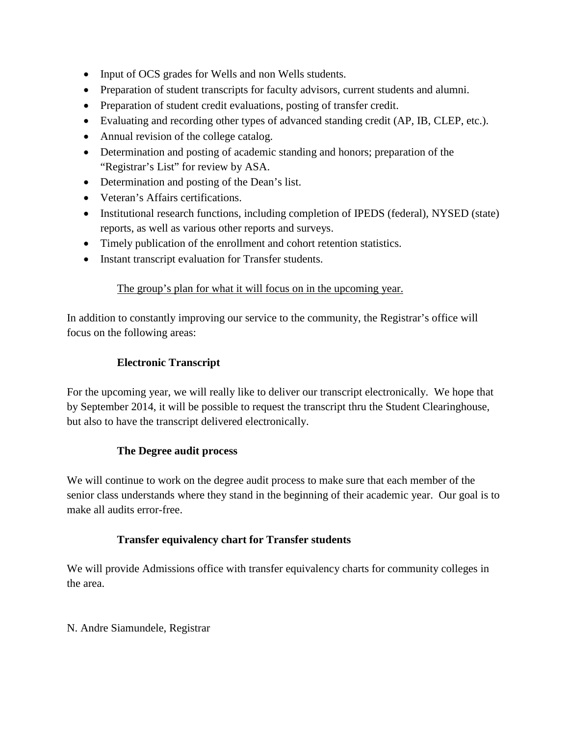- Input of OCS grades for Wells and non Wells students.
- Preparation of student transcripts for faculty advisors, current students and alumni.
- Preparation of student credit evaluations, posting of transfer credit.
- Evaluating and recording other types of advanced standing credit (AP, IB, CLEP, etc.).
- Annual revision of the college catalog.
- Determination and posting of academic standing and honors; preparation of the "Registrar's List" for review by ASA.
- Determination and posting of the Dean's list.
- Veteran's Affairs certifications.
- Institutional research functions, including completion of IPEDS (federal), NYSED (state) reports, as well as various other reports and surveys.
- Timely publication of the enrollment and cohort retention statistics.
- Instant transcript evaluation for Transfer students.

<u>The group's plan for what it will focus on in the upcoming year.</u>

In addition to constantly improving our service to the community, the Registrar's office will focus on the following areas:

**Electronic Transcript**

For the upcoming year, we will really like to deliver our transcript electronically. We hope that by September 2014, it will be possible to request the transcript thru the Student Clearinghouse, but also to have the transcript delivered electronically.

**The Degree audit process**

We will continue to work on the degree audit process to make sure that each member of the senior class understands where they stand in the beginning of their academic year. Our goal is to make all audits error-free.

**Transfer equivalency chart for Transfer students**

We will provide Admissions office with transfer equivalency charts for community colleges in the area.

N. Andre Siamundele, Registrar